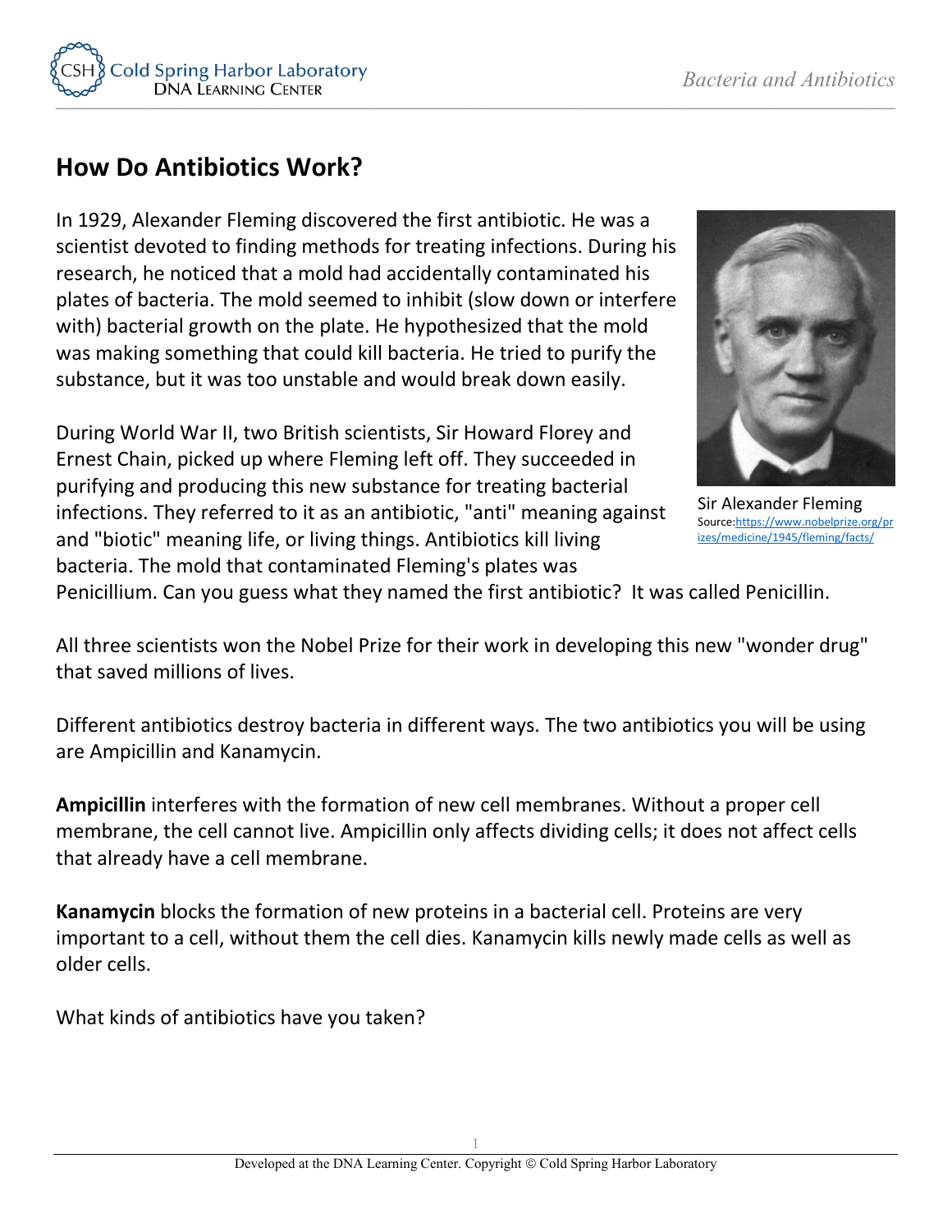# How Do Antibiotics Work?

In 1929, Alexander Fleming discovered the first antibiotic. He was a scientist devoted to finding methods for treating infections. During his research, he noticed that a mold had accidentally contaminated his plates of bacteria. The mold seemed to inhibit (slow down or interfere with) bacterial growth on the plate. He hypothesized that the mold was making something that could kill bacteria. He tried to purify the substance, but it was too unstable and would break down easily.

Sir Alexander Fleming
Source: https://www.nobelprize.org/prizes/medicine/1945/fleming/facts/

During World War II, two British scientists, Sir Howard Florey and Ernest Chain, picked up where Fleming left off. They succeeded in purifying and producing this new substance for treating bacterial infections. They referred to it as an antibiotic, "anti" meaning against and "biotic" meaning life, or living things. Antibiotics kill living bacteria. The mold that contaminated Fleming's plates was Penicillium. Can you guess what they named the first antibiotic? It was called Penicillin.

All three scientists won the Nobel Prize for their work in developing this new "wonder drug" that saved millions of lives.

Different antibiotics destroy bacteria in different ways. The two antibiotics you will be using are Ampicillin and Kanamycin.

**Ampicillin** interferes with the formation of new cell membranes. Without a proper cell membrane, the cell cannot live. Ampicillin only affects dividing cells; it does not affect cells that already have a cell membrane.

**Kanamycin** blocks the formation of new proteins in a bacterial cell. Proteins are very important to a cell, without them the cell dies. Kanamycin kills newly made cells as well as older cells.

What kinds of antibiotics have you taken?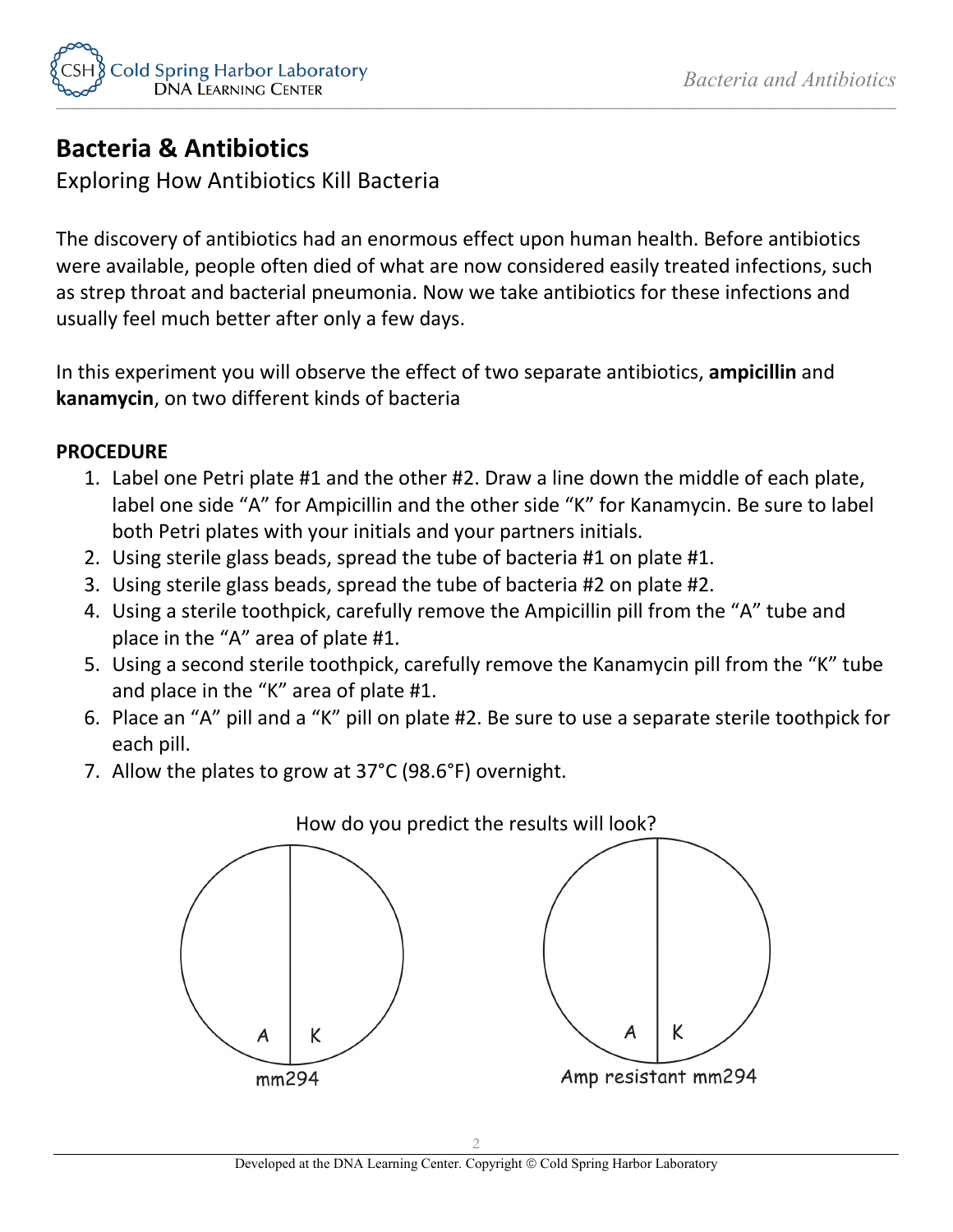# Bacteria & Antibiotics

Exploring How Antibiotics Kill Bacteria

The discovery of antibiotics had an enormous effect upon human health. Before antibiotics were available, people often died of what are now considered easily treated infections, such as strep throat and bacterial pneumonia. Now we take antibiotics for these infections and usually feel much better after only a few days.

In this experiment you will observe the effect of two separate antibiotics, **ampicillin** and **kanamycin**, on two different kinds of bacteria

## PROCEDURE

1. Label one Petri plate #1 and the other #2. Draw a line down the middle of each plate, label one side "A" for Ampicillin and the other side "K" for Kanamycin. Be sure to label both Petri plates with your initials and your partners initials.
2. Using sterile glass beads, spread the tube of bacteria #1 on plate #1.
3. Using sterile glass beads, spread the tube of bacteria #2 on plate #2.
4. Using a sterile toothpick, carefully remove the Ampicillin pill from the "A" tube and place in the "A" area of plate #1.
5. Using a second sterile toothpick, carefully remove the Kanamycin pill from the "K" tube and place in the "K" area of plate #1.
6. Place an "A" pill and a "K" pill on plate #2. Be sure to use a separate sterile toothpick for each pill.
7. Allow the plates to grow at 37°C (98.6°F) overnight.

How do you predict the results will look?

A K
mm294

A K
Amp resistant mm294